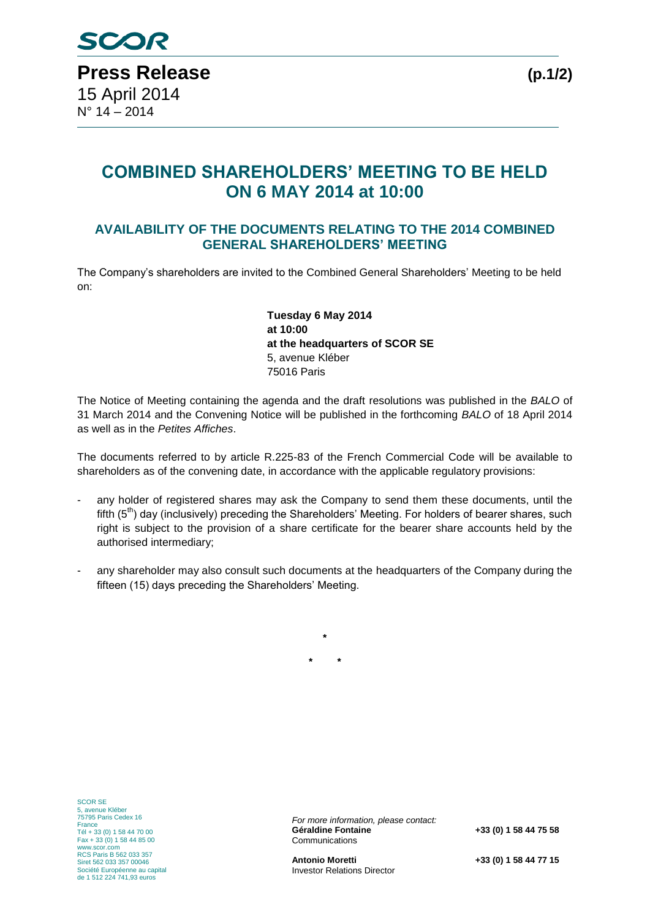SCOR

# Press Release

15 April 2014
N° 14 – 2014

# COMBINED SHAREHOLDERS' MEETING TO BE HELD ON 6 MAY 2014 at 10:00

## AVAILABILITY OF THE DOCUMENTS RELATING TO THE 2014 COMBINED GENERAL SHAREHOLDERS' MEETING

The Company's shareholders are invited to the Combined General Shareholders' Meeting to be held on:

**Tuesday 6 May 2014**
**at 10:00**
**at the headquarters of SCOR SE**
5, avenue Kléber
75016 Paris

The Notice of Meeting containing the agenda and the draft resolutions was published in the *BALO* of 31 March 2014 and the Convening Notice will be published in the forthcoming *BALO* of 18 April 2014 as well as in the *Petites Affiches*.

The documents referred to by article R.225-83 of the French Commercial Code will be available to shareholders as of the convening date, in accordance with the applicable regulatory provisions:

- any holder of registered shares may ask the Company to send them these documents, until the fifth (5th) day (inclusively) preceding the Shareholders' Meeting. For holders of bearer shares, such right is subject to the provision of a share certificate for the bearer share accounts held by the authorised intermediary;
- any shareholder may also consult such documents at the headquarters of the Company during the fifteen (15) days preceding the Shareholders' Meeting.

*

\* \*

SCOR SE
5, avenue Kléber
75795 Paris Cedex 16
France
Tél + 33 (0) 1 58 44 70 00
Fax + 33 (0) 1 58 44 85 00
www.scor.com
RCS Paris B 562 033 357
Siret 562 033 357 00046
Société Européenne au capital de 1 512 224 741,93 euros

*For more information, please contact:*

**Géraldine Fontaine** — **+33 (0) 1 58 44 75 58**
Communications

**Antonio Moretti** — **+33 (0) 1 58 44 77 15**
Investor Relations Director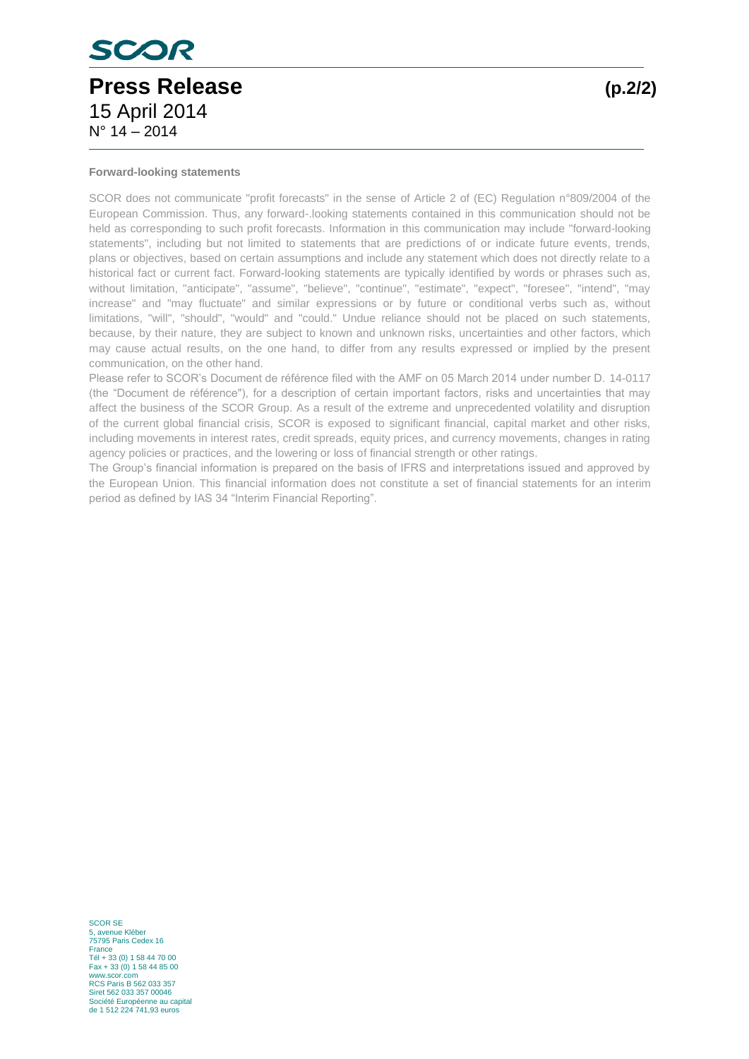**Forward-looking statements**

SCOR does not communicate "profit forecasts" in the sense of Article 2 of (EC) Regulation n°809/2004 of the European Commission. Thus, any forward-.looking statements contained in this communication should not be held as corresponding to such profit forecasts. Information in this communication may include "forward-looking statements", including but not limited to statements that are predictions of or indicate future events, trends, plans or objectives, based on certain assumptions and include any statement which does not directly relate to a historical fact or current fact. Forward-looking statements are typically identified by words or phrases such as, without limitation, "anticipate", "assume", "believe", "continue", "estimate", "expect", "foresee", "intend", "may increase" and "may fluctuate" and similar expressions or by future or conditional verbs such as, without limitations, "will", "should", "would" and "could." Undue reliance should not be placed on such statements, because, by their nature, they are subject to known and unknown risks, uncertainties and other factors, which may cause actual results, on the one hand, to differ from any results expressed or implied by the present communication, on the other hand.

Please refer to SCOR's Document de référence filed with the AMF on 05 March 2014 under number D. 14-0117 (the "Document de référence"), for a description of certain important factors, risks and uncertainties that may affect the business of the SCOR Group. As a result of the extreme and unprecedented volatility and disruption of the current global financial crisis, SCOR is exposed to significant financial, capital market and other risks, including movements in interest rates, credit spreads, equity prices, and currency movements, changes in rating agency policies or practices, and the lowering or loss of financial strength or other ratings.

The Group's financial information is prepared on the basis of IFRS and interpretations issued and approved by the European Union. This financial information does not constitute a set of financial statements for an interim period as defined by IAS 34 "Interim Financial Reporting".

SCOR SE
5, avenue Kléber
75795 Paris Cedex 16
France
Tél + 33 (0) 1 58 44 70 00
Fax + 33 (0) 1 58 44 85 00
www.scor.com
RCS Paris B 562 033 357
Siret 562 033 357 00046
Société Européenne au capital de 1 512 224 741,93 euros